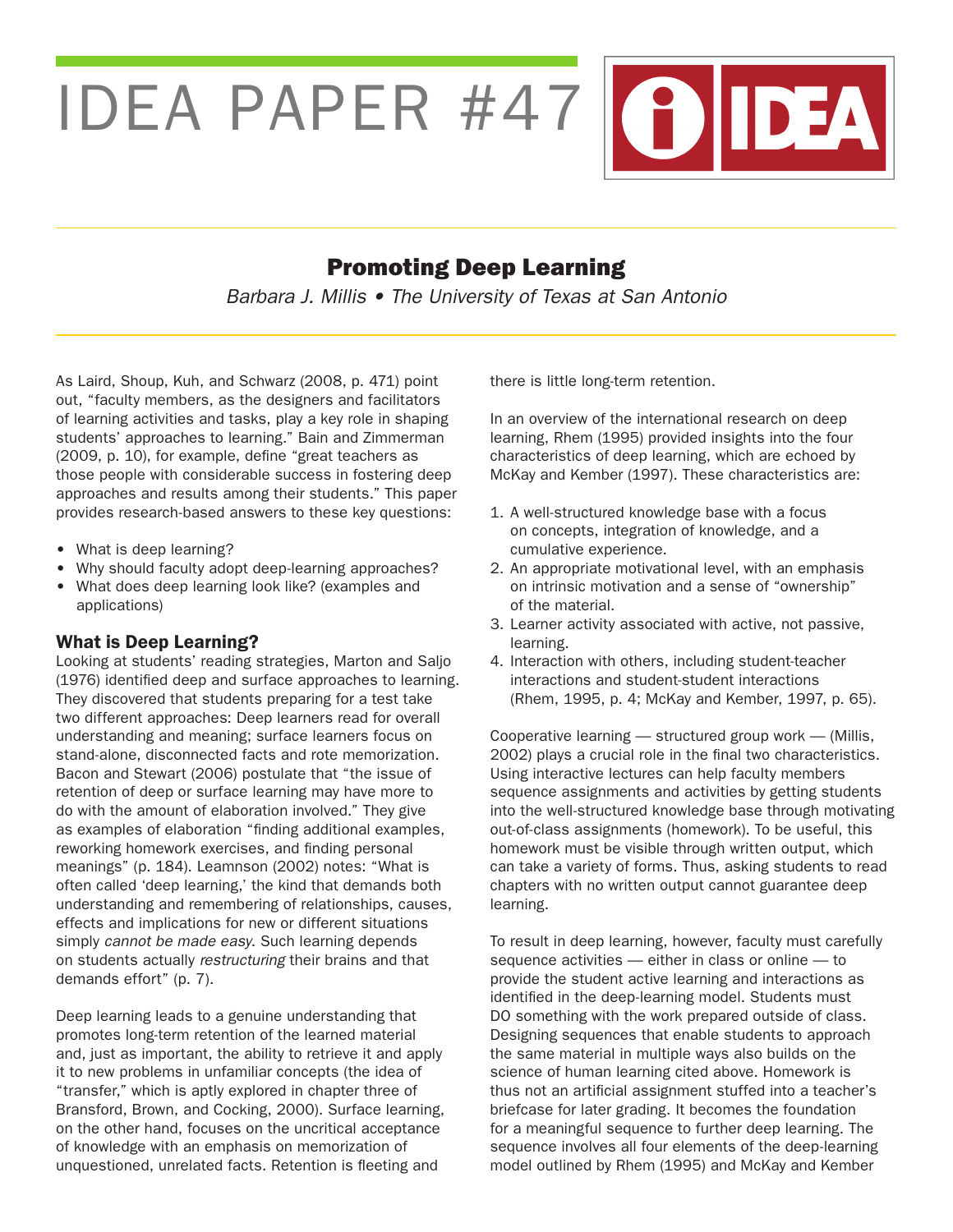# IDEA PAPER #47

## Promoting Deep Learning

*Barbara J. Millis • The University of Texas at San Antonio*

As Laird, Shoup, Kuh, and Schwarz (2008, p. 471) point out, "faculty members, as the designers and facilitators of learning activities and tasks, play a key role in shaping students' approaches to learning." Bain and Zimmerman (2009, p. 10), for example, define "great teachers as those people with considerable success in fostering deep approaches and results among their students." This paper provides research-based answers to these key questions:

- What is deep learning?
- Why should faculty adopt deep-learning approaches?
- What does deep learning look like? (examples and applications)

### What is Deep Learning?

Looking at students' reading strategies, Marton and Saljo (1976) identified deep and surface approaches to learning. They discovered that students preparing for a test take two different approaches: Deep learners read for overall understanding and meaning; surface learners focus on stand-alone, disconnected facts and rote memorization. Bacon and Stewart (2006) postulate that "the issue of retention of deep or surface learning may have more to do with the amount of elaboration involved." They give as examples of elaboration "finding additional examples, reworking homework exercises, and finding personal meanings" (p. 184). Leamnson (2002) notes: "What is often called 'deep learning,' the kind that demands both understanding and remembering of relationships, causes, effects and implications for new or different situations simply *cannot be made easy*. Such learning depends on students actually *restructuring* their brains and that demands effort" (p. 7).

Deep learning leads to a genuine understanding that promotes long-term retention of the learned material and, just as important, the ability to retrieve it and apply it to new problems in unfamiliar concepts (the idea of "transfer," which is aptly explored in chapter three of Bransford, Brown, and Cocking, 2000). Surface learning, on the other hand, focuses on the uncritical acceptance of knowledge with an emphasis on memorization of unquestioned, unrelated facts. Retention is fleeting and there is little long-term retention.

In an overview of the international research on deep learning, Rhem (1995) provided insights into the four characteristics of deep learning, which are echoed by McKay and Kember (1997). These characteristics are:

1. A well-structured knowledge base with a focus on concepts, integration of knowledge, and a cumulative experience.
2. An appropriate motivational level, with an emphasis on intrinsic motivation and a sense of "ownership" of the material.
3. Learner activity associated with active, not passive, learning.
4. Interaction with others, including student-teacher interactions and student-student interactions (Rhem, 1995, p. 4; McKay and Kember, 1997, p. 65).

Cooperative learning — structured group work — (Millis, 2002) plays a crucial role in the final two characteristics. Using interactive lectures can help faculty members sequence assignments and activities by getting students into the well-structured knowledge base through motivating out-of-class assignments (homework). To be useful, this homework must be visible through written output, which can take a variety of forms. Thus, asking students to read chapters with no written output cannot guarantee deep learning.

To result in deep learning, however, faculty must carefully sequence activities — either in class or online — to provide the student active learning and interactions as identified in the deep-learning model. Students must DO something with the work prepared outside of class. Designing sequences that enable students to approach the same material in multiple ways also builds on the science of human learning cited above. Homework is thus not an artificial assignment stuffed into a teacher's briefcase for later grading. It becomes the foundation for a meaningful sequence to further deep learning. The sequence involves all four elements of the deep-learning model outlined by Rhem (1995) and McKay and Kember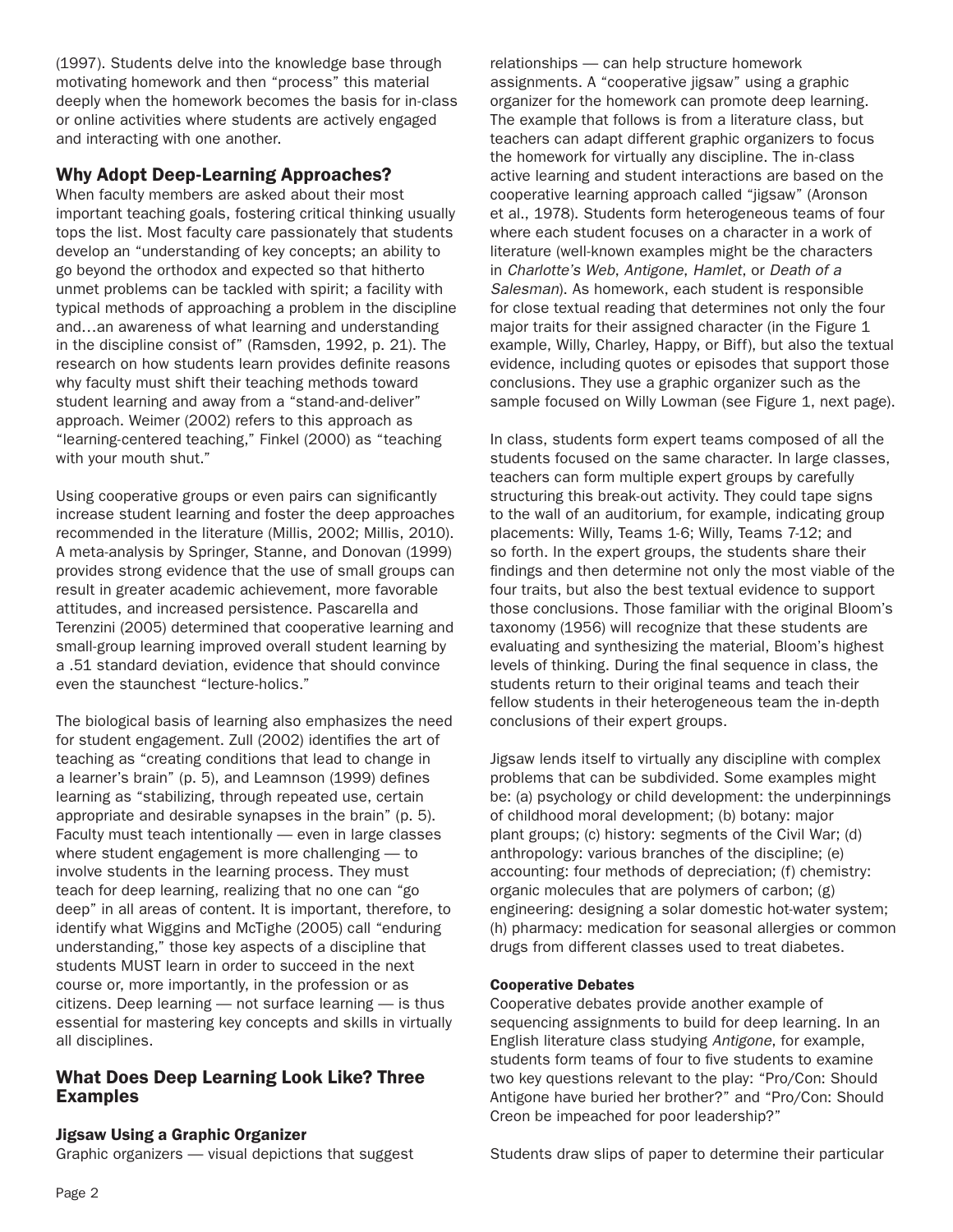(1997). Students delve into the knowledge base through motivating homework and then "process" this material deeply when the homework becomes the basis for in-class or online activities where students are actively engaged and interacting with one another.

## Why Adopt Deep-Learning Approaches?

When faculty members are asked about their most important teaching goals, fostering critical thinking usually tops the list. Most faculty care passionately that students develop an "understanding of key concepts; an ability to go beyond the orthodox and expected so that hitherto unmet problems can be tackled with spirit; a facility with typical methods of approaching a problem in the discipline and…an awareness of what learning and understanding in the discipline consist of" (Ramsden, 1992, p. 21). The research on how students learn provides definite reasons why faculty must shift their teaching methods toward student learning and away from a "stand-and-deliver" approach. Weimer (2002) refers to this approach as "learning-centered teaching," Finkel (2000) as "teaching with your mouth shut."

Using cooperative groups or even pairs can significantly increase student learning and foster the deep approaches recommended in the literature (Millis, 2002; Millis, 2010). A meta-analysis by Springer, Stanne, and Donovan (1999) provides strong evidence that the use of small groups can result in greater academic achievement, more favorable attitudes, and increased persistence. Pascarella and Terenzini (2005) determined that cooperative learning and small-group learning improved overall student learning by a .51 standard deviation, evidence that should convince even the staunchest "lecture-holics."

The biological basis of learning also emphasizes the need for student engagement. Zull (2002) identifies the art of teaching as "creating conditions that lead to change in a learner's brain" (p. 5), and Leamnson (1999) defines learning as "stabilizing, through repeated use, certain appropriate and desirable synapses in the brain" (p. 5). Faculty must teach intentionally — even in large classes where student engagement is more challenging — to involve students in the learning process. They must teach for deep learning, realizing that no one can "go deep" in all areas of content. It is important, therefore, to identify what Wiggins and McTighe (2005) call "enduring understanding," those key aspects of a discipline that students MUST learn in order to succeed in the next course or, more importantly, in the profession or as citizens. Deep learning — not surface learning — is thus essential for mastering key concepts and skills in virtually all disciplines.

## What Does Deep Learning Look Like? Three Examples

### Jigsaw Using a Graphic Organizer

Graphic organizers — visual depictions that suggest relationships — can help structure homework assignments. A "cooperative jigsaw" using a graphic organizer for the homework can promote deep learning. The example that follows is from a literature class, but teachers can adapt different graphic organizers to focus the homework for virtually any discipline. The in-class active learning and student interactions are based on the cooperative learning approach called "jigsaw" (Aronson et al., 1978). Students form heterogeneous teams of four where each student focuses on a character in a work of literature (well-known examples might be the characters in *Charlotte's Web*, *Antigone*, *Hamlet*, or *Death of a Salesman*). As homework, each student is responsible for close textual reading that determines not only the four major traits for their assigned character (in the Figure 1 example, Willy, Charley, Happy, or Biff), but also the textual evidence, including quotes or episodes that support those conclusions. They use a graphic organizer such as the sample focused on Willy Lowman (see Figure 1, next page).

In class, students form expert teams composed of all the students focused on the same character. In large classes, teachers can form multiple expert groups by carefully structuring this break-out activity. They could tape signs to the wall of an auditorium, for example, indicating group placements: Willy, Teams 1-6; Willy, Teams 7-12; and so forth. In the expert groups, the students share their findings and then determine not only the most viable of the four traits, but also the best textual evidence to support those conclusions. Those familiar with the original Bloom's taxonomy (1956) will recognize that these students are evaluating and synthesizing the material, Bloom's highest levels of thinking. During the final sequence in class, the students return to their original teams and teach their fellow students in their heterogeneous team the in-depth conclusions of their expert groups.

Jigsaw lends itself to virtually any discipline with complex problems that can be subdivided. Some examples might be: (a) psychology or child development: the underpinnings of childhood moral development; (b) botany: major plant groups; (c) history: segments of the Civil War; (d) anthropology: various branches of the discipline; (e) accounting: four methods of depreciation; (f) chemistry: organic molecules that are polymers of carbon; (g) engineering: designing a solar domestic hot-water system; (h) pharmacy: medication for seasonal allergies or common drugs from different classes used to treat diabetes.

#### Cooperative Debates

Cooperative debates provide another example of sequencing assignments to build for deep learning. In an English literature class studying *Antigone*, for example, students form teams of four to five students to examine two key questions relevant to the play: "Pro/Con: Should Antigone have buried her brother?" and "Pro/Con: Should Creon be impeached for poor leadership?"

Students draw slips of paper to determine their particular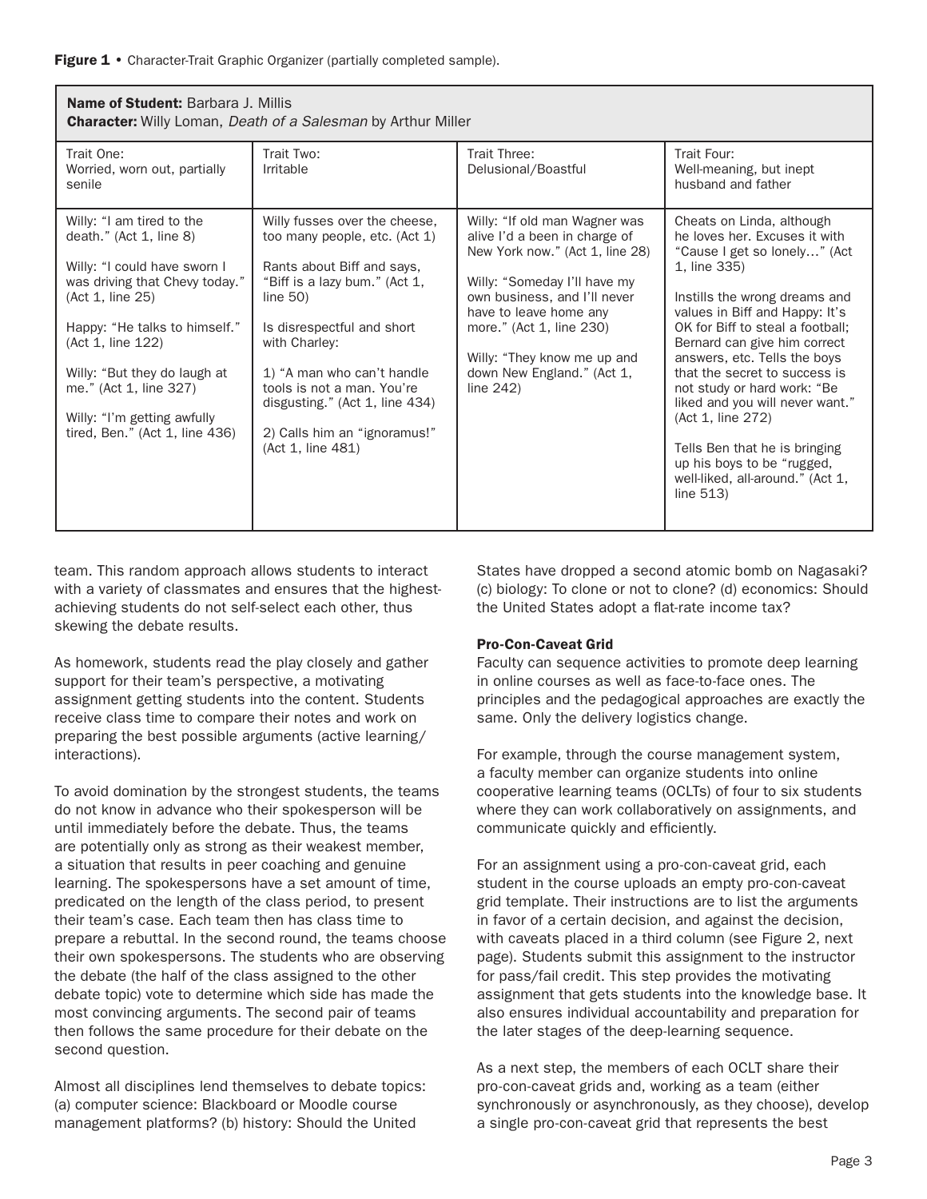**Figure 1** • Character-Trait Graphic Organizer (partially completed sample).

| **Name of Student:** Barbara J. Millis<br>**Character:** Willy Loman, *Death of a Salesman* by Arthur Miller | | | |
|---|---|---|---|
| Trait One:<br>Worried, worn out, partially senile | Trait Two:<br>Irritable | Trait Three:<br>Delusional/Boastful | Trait Four:<br>Well-meaning, but inept husband and father |
| Willy: "I am tired to the death." (Act 1, line 8)<br><br>Willy: "I could have sworn I was driving that Chevy today." (Act 1, line 25)<br><br>Happy: "He talks to himself." (Act 1, line 122)<br><br>Willy: "But they do laugh at me." (Act 1, line 327)<br><br>Willy: "I'm getting awfully tired, Ben." (Act 1, line 436) | Willy fusses over the cheese, too many people, etc. (Act 1)<br><br>Rants about Biff and says, "Biff is a lazy bum." (Act 1, line 50)<br><br>Is disrespectful and short with Charley:<br><br>1) "A man who can't handle tools is not a man. You're disgusting." (Act 1, line 434)<br><br>2) Calls him an "ignoramus!" (Act 1, line 481) | Willy: "If old man Wagner was alive I'd a been in charge of New York now." (Act 1, line 28)<br><br>Willy: "Someday I'll have my own business, and I'll never have to leave home any more." (Act 1, line 230)<br><br>Willy: "They know me up and down New England." (Act 1, line 242) | Cheats on Linda, although he loves her. Excuses it with "Cause I get so lonely…" (Act 1, line 335)<br><br>Instills the wrong dreams and values in Biff and Happy: It's OK for Biff to steal a football; Bernard can give him correct answers, etc. Tells the boys that the secret to success is not study or hard work: "Be liked and you will never want." (Act 1, line 272)<br><br>Tells Ben that he is bringing up his boys to be "rugged, well-liked, all-around." (Act 1, line 513) |

team. This random approach allows students to interact with a variety of classmates and ensures that the highest-achieving students do not self-select each other, thus skewing the debate results.

As homework, students read the play closely and gather support for their team's perspective, a motivating assignment getting students into the content. Students receive class time to compare their notes and work on preparing the best possible arguments (active learning/interactions).

To avoid domination by the strongest students, the teams do not know in advance who their spokesperson will be until immediately before the debate. Thus, the teams are potentially only as strong as their weakest member, a situation that results in peer coaching and genuine learning. The spokespersons have a set amount of time, predicated on the length of the class period, to present their team's case. Each team then has class time to prepare a rebuttal. In the second round, the teams choose their own spokespersons. The students who are observing the debate (the half of the class assigned to the other debate topic) vote to determine which side has made the most convincing arguments. The second pair of teams then follows the same procedure for their debate on the second question.

Almost all disciplines lend themselves to debate topics: (a) computer science: Blackboard or Moodle course management platforms? (b) history: Should the United States have dropped a second atomic bomb on Nagasaki? (c) biology: To clone or not to clone? (d) economics: Should the United States adopt a flat-rate income tax?

### Pro-Con-Caveat Grid

Faculty can sequence activities to promote deep learning in online courses as well as face-to-face ones. The principles and the pedagogical approaches are exactly the same. Only the delivery logistics change.

For example, through the course management system, a faculty member can organize students into online cooperative learning teams (OCLTs) of four to six students where they can work collaboratively on assignments, and communicate quickly and efficiently.

For an assignment using a pro-con-caveat grid, each student in the course uploads an empty pro-con-caveat grid template. Their instructions are to list the arguments in favor of a certain decision, and against the decision, with caveats placed in a third column (see Figure 2, next page). Students submit this assignment to the instructor for pass/fail credit. This step provides the motivating assignment that gets students into the knowledge base. It also ensures individual accountability and preparation for the later stages of the deep-learning sequence.

As a next step, the members of each OCLT share their pro-con-caveat grids and, working as a team (either synchronously or asynchronously, as they choose), develop a single pro-con-caveat grid that represents the best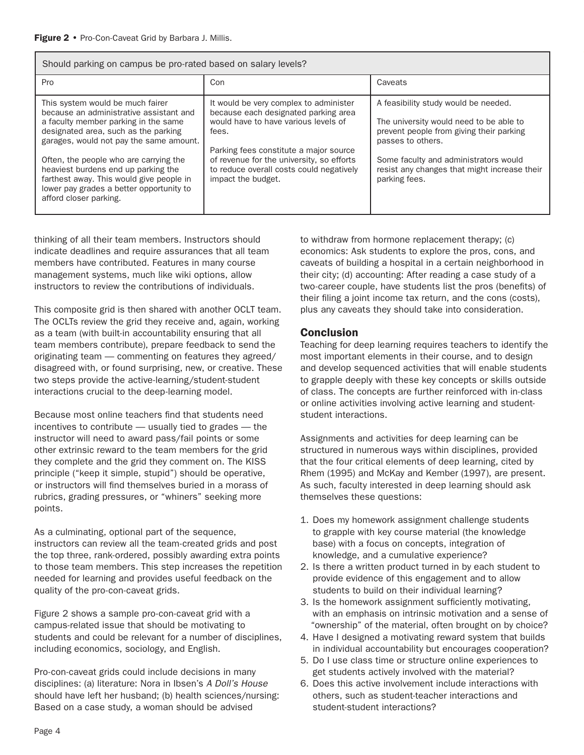**Figure 2** • Pro-Con-Caveat Grid by Barbara J. Millis.

| Should parking on campus be pro-rated based on salary levels? | | |
|---|---|---|
| Pro | Con | Caveats |
| This system would be much fairer because an administrative assistant and a faculty member parking in the same designated area, such as the parking garages, would not pay the same amount.<br><br>Often, the people who are carrying the heaviest burdens end up parking the farthest away. This would give people in lower pay grades a better opportunity to afford closer parking. | It would be very complex to administer because each designated parking area would have to have various levels of fees.<br><br>Parking fees constitute a major source of revenue for the university, so efforts to reduce overall costs could negatively impact the budget. | A feasibility study would be needed.<br><br>The university would need to be able to prevent people from giving their parking passes to others.<br><br>Some faculty and administrators would resist any changes that might increase their parking fees. |

thinking of all their team members. Instructors should indicate deadlines and require assurances that all team members have contributed. Features in many course management systems, much like wiki options, allow instructors to review the contributions of individuals.

This composite grid is then shared with another OCLT team. The OCLTs review the grid they receive and, again, working as a team (with built-in accountability ensuring that all team members contribute), prepare feedback to send the originating team — commenting on features they agreed/disagreed with, or found surprising, new, or creative. These two steps provide the active-learning/student-student interactions crucial to the deep-learning model.

Because most online teachers find that students need incentives to contribute — usually tied to grades — the instructor will need to award pass/fail points or some other extrinsic reward to the team members for the grid they complete and the grid they comment on. The KISS principle ("keep it simple, stupid") should be operative, or instructors will find themselves buried in a morass of rubrics, grading pressures, or "whiners" seeking more points.

As a culminating, optional part of the sequence, instructors can review all the team-created grids and post the top three, rank-ordered, possibly awarding extra points to those team members. This step increases the repetition needed for learning and provides useful feedback on the quality of the pro-con-caveat grids.

Figure 2 shows a sample pro-con-caveat grid with a campus-related issue that should be motivating to students and could be relevant for a number of disciplines, including economics, sociology, and English.

Pro-con-caveat grids could include decisions in many disciplines: (a) literature: Nora in Ibsen's *A Doll's House* should have left her husband; (b) health sciences/nursing: Based on a case study, a woman should be advised to withdraw from hormone replacement therapy; (c) economics: Ask students to explore the pros, cons, and caveats of building a hospital in a certain neighborhood in their city; (d) accounting: After reading a case study of a two-career couple, have students list the pros (benefits) of their filing a joint income tax return, and the cons (costs), plus any caveats they should take into consideration.

## Conclusion

Teaching for deep learning requires teachers to identify the most important elements in their course, and to design and develop sequenced activities that will enable students to grapple deeply with these key concepts or skills outside of class. The concepts are further reinforced with in-class or online activities involving active learning and student-student interactions.

Assignments and activities for deep learning can be structured in numerous ways within disciplines, provided that the four critical elements of deep learning, cited by Rhem (1995) and McKay and Kember (1997), are present. As such, faculty interested in deep learning should ask themselves these questions:

1. Does my homework assignment challenge students to grapple with key course material (the knowledge base) with a focus on concepts, integration of knowledge, and a cumulative experience?
2. Is there a written product turned in by each student to provide evidence of this engagement and to allow students to build on their individual learning?
3. Is the homework assignment sufficiently motivating, with an emphasis on intrinsic motivation and a sense of "ownership" of the material, often brought on by choice?
4. Have I designed a motivating reward system that builds in individual accountability but encourages cooperation?
5. Do I use class time or structure online experiences to get students actively involved with the material?
6. Does this active involvement include interactions with others, such as student-teacher interactions and student-student interactions?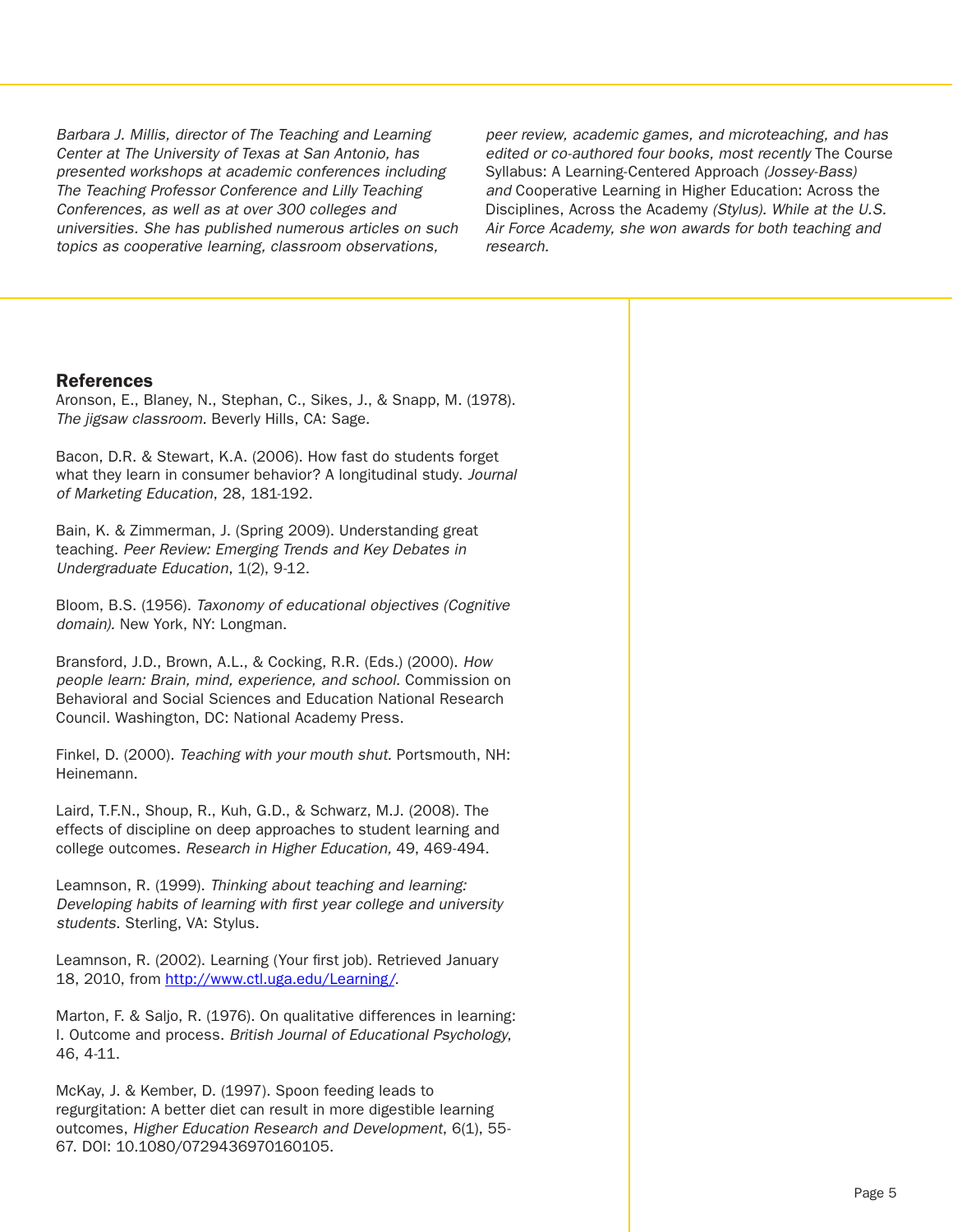*Barbara J. Millis, director of The Teaching and Learning Center at The University of Texas at San Antonio, has presented workshops at academic conferences including The Teaching Professor Conference and Lilly Teaching Conferences, as well as at over 300 colleges and universities. She has published numerous articles on such topics as cooperative learning, classroom observations, peer review, academic games, and microteaching, and has edited or co-authored four books, most recently* The Course Syllabus: A Learning-Centered Approach *(Jossey-Bass) and* Cooperative Learning in Higher Education: Across the Disciplines, Across the Academy *(Stylus). While at the U.S. Air Force Academy, she won awards for both teaching and research.*

## References

Aronson, E., Blaney, N., Stephan, C., Sikes, J., & Snapp, M. (1978). *The jigsaw classroom.* Beverly Hills, CA: Sage.

Bacon, D.R. & Stewart, K.A. (2006). How fast do students forget what they learn in consumer behavior? A longitudinal study. *Journal of Marketing Education*, 28, 181-192.

Bain, K. & Zimmerman, J. (Spring 2009). Understanding great teaching. *Peer Review: Emerging Trends and Key Debates in Undergraduate Education*, 1(2), 9-12.

Bloom, B.S. (1956). *Taxonomy of educational objectives (Cognitive domain).* New York, NY: Longman.

Bransford, J.D., Brown, A.L., & Cocking, R.R. (Eds.) (2000). *How people learn: Brain, mind, experience, and school.* Commission on Behavioral and Social Sciences and Education National Research Council. Washington, DC: National Academy Press.

Finkel, D. (2000). *Teaching with your mouth shut.* Portsmouth, NH: Heinemann.

Laird, T.F.N., Shoup, R., Kuh, G.D., & Schwarz, M.J. (2008). The effects of discipline on deep approaches to student learning and college outcomes. *Research in Higher Education,* 49, 469-494.

Leamnson, R. (1999). *Thinking about teaching and learning: Developing habits of learning with first year college and university students.* Sterling, VA: Stylus.

Leamnson, R. (2002). Learning (Your first job). Retrieved January 18, 2010, from http://www.ctl.uga.edu/Learning/.

Marton, F. & Saljo, R. (1976). On qualitative differences in learning: I. Outcome and process. *British Journal of Educational Psychology*, 46, 4-11.

McKay, J. & Kember, D. (1997). Spoon feeding leads to regurgitation: A better diet can result in more digestible learning outcomes, *Higher Education Research and Development*, 6(1), 55-67. DOI: 10.1080/0729436970160105.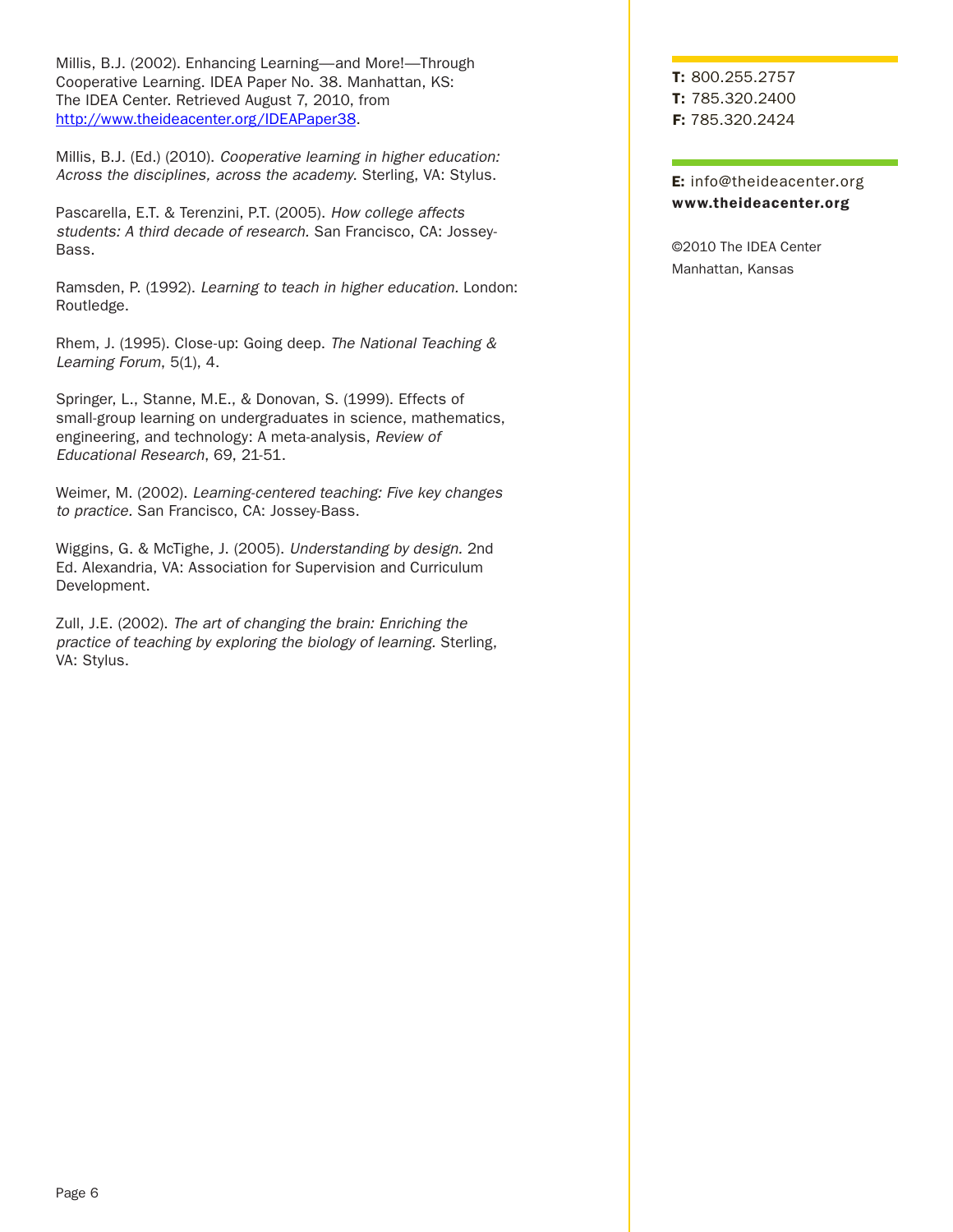Millis, B.J. (2002). Enhancing Learning—and More!—Through Cooperative Learning. IDEA Paper No. 38. Manhattan, KS: The IDEA Center. Retrieved August 7, 2010, from http://www.theideacenter.org/IDEAPaper38.

Millis, B.J. (Ed.) (2010). *Cooperative learning in higher education: Across the disciplines, across the academy*. Sterling, VA: Stylus.

Pascarella, E.T. & Terenzini, P.T. (2005). *How college affects students: A third decade of research.* San Francisco, CA: Jossey-Bass.

Ramsden, P. (1992). *Learning to teach in higher education*. London: Routledge.

Rhem, J. (1995). Close-up: Going deep. *The National Teaching & Learning Forum*, 5(1), 4.

Springer, L., Stanne, M.E., & Donovan, S. (1999). Effects of small-group learning on undergraduates in science, mathematics, engineering, and technology: A meta-analysis, *Review of Educational Research*, 69, 21-51.

Weimer, M. (2002). *Learning-centered teaching: Five key changes to practice.* San Francisco, CA: Jossey-Bass.

Wiggins, G. & McTighe, J. (2005). *Understanding by design.* 2nd Ed. Alexandria, VA: Association for Supervision and Curriculum Development.

Zull, J.E. (2002). *The art of changing the brain: Enriching the practice of teaching by exploring the biology of learning.* Sterling, VA: Stylus.

**T:** 800.255.2757
**T:** 785.320.2400
**F:** 785.320.2424

**E:** info@theideacenter.org
**www.theideacenter.org**

©2010 The IDEA Center
Manhattan, Kansas